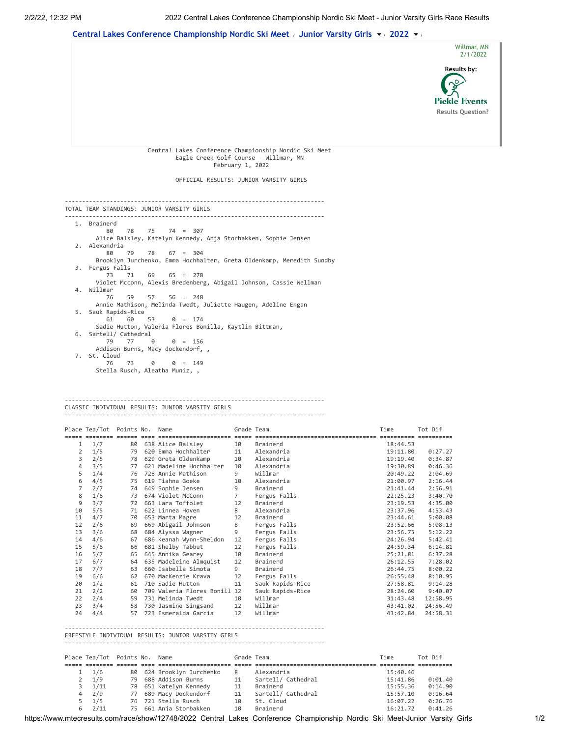Central Lakes Conference Championship Nordic Ski Meet / Junior Varsity Girls / 2022 /

Willmar, MN
2/1/2022

Results by:
Pickle Events
Results Question?

Central Lakes Conference Championship Nordic Ski Meet
Eagle Creek Golf Course - Willmar, MN
February 1, 2022

OFFICIAL RESULTS: JUNIOR VARSITY GIRLS

## TOTAL TEAM STANDINGS: JUNIOR VARSITY GIRLS

1. Brainerd
   80 78 75 74 = 307
   Alice Balsley, Katelyn Kennedy, Anja Storbakken, Sophie Jensen
2. Alexandria
   80 79 78 67 = 304
   Brooklyn Jurchenko, Emma Hochhalter, Greta Oldenkamp, Meredith Sundby
3. Fergus Falls
   73 71 69 65 = 278
   Violet Mcconn, Alexis Bredenberg, Abigail Johnson, Cassie Wellman
4. Willmar
   76 59 57 56 = 248
   Annie Mathison, Melinda Twedt, Juliette Haugen, Adeline Engan
5. Sauk Rapids-Rice
   61 60 53 0 = 174
   Sadie Hutton, Valeria Flores Bonilla, Kaytlin Bittman,
6. Sartell/ Cathedral
   79 77 0 0 = 156
   Addison Burns, Macy dockendorf, ,
7. St. Cloud
   76 73 0 0 = 149
   Stella Rusch, Aleatha Muniz, ,

## CLASSIC INDIVIDUAL RESULTS: JUNIOR VARSITY GIRLS

| Place | Tea/Tot | Points | No. | Name | Grade | Team | Time | Tot Dif |
|---|---|---|---|---|---|---|---|---|
| 1 | 1/7 | 80 | 638 | Alice Balsley | 10 | Brainerd | 18:44.53 | |
| 2 | 1/5 | 79 | 620 | Emma Hochhalter | 11 | Alexandria | 19:11.80 | 0:27.27 |
| 3 | 2/5 | 78 | 629 | Greta Oldenkamp | 10 | Alexandria | 19:19.40 | 0:34.87 |
| 4 | 3/5 | 77 | 621 | Madeline Hochhalter | 10 | Alexandria | 19:30.89 | 0:46.36 |
| 5 | 1/4 | 76 | 728 | Annie Mathison | 9 | Willmar | 20:49.22 | 2:04.69 |
| 6 | 4/5 | 75 | 619 | Tiahna Goeke | 10 | Alexandria | 21:00.97 | 2:16.44 |
| 7 | 2/7 | 74 | 649 | Sophie Jensen | 9 | Brainerd | 21:41.44 | 2:56.91 |
| 8 | 1/6 | 73 | 674 | Violet McConn | 7 | Fergus Falls | 22:25.23 | 3:40.70 |
| 9 | 3/7 | 72 | 663 | Lara Toffolet | 12 | Brainerd | 23:19.53 | 4:35.00 |
| 10 | 5/5 | 71 | 622 | Linnea Hoven | 8 | Alexandria | 23:37.96 | 4:53.43 |
| 11 | 4/7 | 70 | 653 | Marta Magre | 12 | Brainerd | 23:44.61 | 5:00.08 |
| 12 | 2/6 | 69 | 669 | Abigail Johnson | 8 | Fergus Falls | 23:52.66 | 5:08.13 |
| 13 | 3/6 | 68 | 684 | Alyssa Wagner | 9 | Fergus Falls | 23:56.75 | 5:12.22 |
| 14 | 4/6 | 67 | 686 | Keanah Wynn-Sheldon | 12 | Fergus Falls | 24:26.94 | 5:42.41 |
| 15 | 5/6 | 66 | 681 | Shelby Tabbut | 12 | Fergus Falls | 24:59.34 | 6:14.81 |
| 16 | 5/7 | 65 | 645 | Annika Gearey | 10 | Brainerd | 25:21.81 | 6:37.28 |
| 17 | 6/7 | 64 | 635 | Madeleine Almquist | 12 | Brainerd | 26:12.55 | 7:28.02 |
| 18 | 7/7 | 63 | 660 | Isabella Simota | 9 | Brainerd | 26:44.75 | 8:00.22 |
| 19 | 6/6 | 62 | 670 | MacKenzie Krava | 12 | Fergus Falls | 26:55.48 | 8:10.95 |
| 20 | 1/2 | 61 | 710 | Sadie Hutton | 11 | Sauk Rapids-Rice | 27:58.81 | 9:14.28 |
| 21 | 2/2 | 60 | 709 | Valeria Flores Bonill | 12 | Sauk Rapids-Rice | 28:24.60 | 9:40.07 |
| 22 | 2/4 | 59 | 731 | Melinda Twedt | 10 | Willmar | 31:43.48 | 12:58.95 |
| 23 | 3/4 | 58 | 730 | Jasmine Singsand | 12 | Willmar | 43:41.02 | 24:56.49 |
| 24 | 4/4 | 57 | 723 | Esmeralda Garcia | 12 | Willmar | 43:42.84 | 24:58.31 |

## FREESTYLE INDIVIDUAL RESULTS: JUNIOR VARSITY GIRLS

| Place | Tea/Tot | Points | No. | Name | Grade | Team | Time | Tot Dif |
|---|---|---|---|---|---|---|---|---|
| 1 | 1/6 | 80 | 624 | Brooklyn Jurchenko | 8 | Alexandria | 15:40.46 | |
| 2 | 1/9 | 79 | 688 | Addison Burns | 11 | Sartell/ Cathedral | 15:41.86 | 0:01.40 |
| 3 | 1/11 | 78 | 651 | Katelyn Kennedy | 11 | Brainerd | 15:55.36 | 0:14.90 |
| 4 | 2/9 | 77 | 689 | Macy Dockendorf | 11 | Sartell/ Cathedral | 15:57.10 | 0:16.64 |
| 5 | 1/5 | 76 | 721 | Stella Rusch | 10 | St. Cloud | 16:07.22 | 0:26.76 |
| 6 | 2/11 | 75 | 661 | Anja Storbakken | 10 | Brainerd | 16:21.72 | 0:41.26 |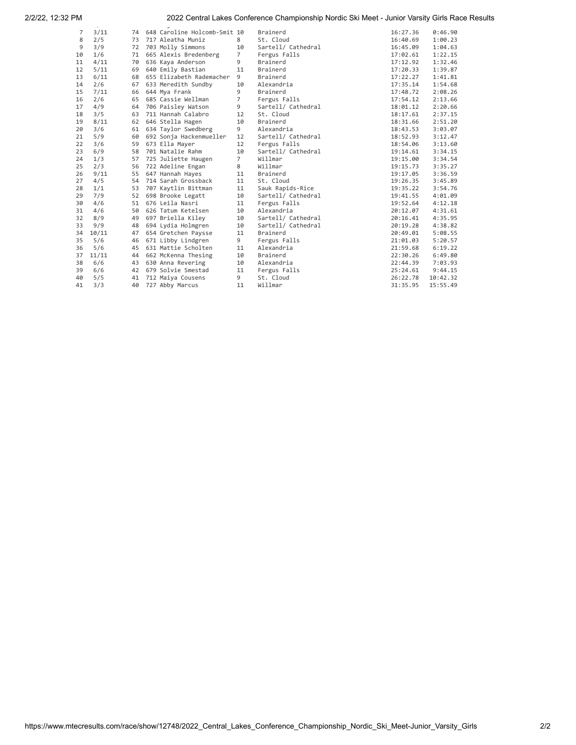| | | | | | | | | |
|---|---|---|---|---|---|---|---|---|
| 7 | 3/11 | 74 | 648 | Caroline Holcomb-Smit | 10 | Brainerd | 16:27.36 | 0:46.90 |
| 8 | 2/5 | 73 | 717 | Aleatha Muniz | 8 | St. Cloud | 16:40.69 | 1:00.23 |
| 9 | 3/9 | 72 | 703 | Molly Simmons | 10 | Sartell/ Cathedral | 16:45.09 | 1:04.63 |
| 10 | 1/6 | 71 | 665 | Alexis Bredenberg | 7 | Fergus Falls | 17:02.61 | 1:22.15 |
| 11 | 4/11 | 70 | 636 | Kaya Anderson | 9 | Brainerd | 17:12.92 | 1:32.46 |
| 12 | 5/11 | 69 | 640 | Emily Bastian | 11 | Brainerd | 17:20.33 | 1:39.87 |
| 13 | 6/11 | 68 | 655 | Elizabeth Rademacher | 9 | Brainerd | 17:22.27 | 1:41.81 |
| 14 | 2/6 | 67 | 633 | Meredith Sundby | 10 | Alexandria | 17:35.14 | 1:54.68 |
| 15 | 7/11 | 66 | 644 | Mya Frank | 9 | Brainerd | 17:48.72 | 2:08.26 |
| 16 | 2/6 | 65 | 685 | Cassie Wellman | 7 | Fergus Falls | 17:54.12 | 2:13.66 |
| 17 | 4/9 | 64 | 706 | Paisley Watson | 9 | Sartell/ Cathedral | 18:01.12 | 2:20.66 |
| 18 | 3/5 | 63 | 711 | Hannah Calabro | 12 | St. Cloud | 18:17.61 | 2:37.15 |
| 19 | 8/11 | 62 | 646 | Stella Hagen | 10 | Brainerd | 18:31.66 | 2:51.20 |
| 20 | 3/6 | 61 | 634 | Taylor Swedberg | 9 | Alexandria | 18:43.53 | 3:03.07 |
| 21 | 5/9 | 60 | 692 | Sonja Hackenmueller | 12 | Sartell/ Cathedral | 18:52.93 | 3:12.47 |
| 22 | 3/6 | 59 | 673 | Ella Mayer | 12 | Fergus Falls | 18:54.06 | 3:13.60 |
| 23 | 6/9 | 58 | 701 | Natalie Rahm | 10 | Sartell/ Cathedral | 19:14.61 | 3:34.15 |
| 24 | 1/3 | 57 | 725 | Juliette Haugen | 7 | Willmar | 19:15.00 | 3:34.54 |
| 25 | 2/3 | 56 | 722 | Adeline Engan | 8 | Willmar | 19:15.73 | 3:35.27 |
| 26 | 9/11 | 55 | 647 | Hannah Hayes | 11 | Brainerd | 19:17.05 | 3:36.59 |
| 27 | 4/5 | 54 | 714 | Sarah Grossback | 11 | St. Cloud | 19:26.35 | 3:45.89 |
| 28 | 1/1 | 53 | 707 | Kaytlin Bittman | 11 | Sauk Rapids-Rice | 19:35.22 | 3:54.76 |
| 29 | 7/9 | 52 | 698 | Brooke Legatt | 10 | Sartell/ Cathedral | 19:41.55 | 4:01.09 |
| 30 | 4/6 | 51 | 676 | Leila Nasri | 11 | Fergus Falls | 19:52.64 | 4:12.18 |
| 31 | 4/6 | 50 | 626 | Tatum Ketelsen | 10 | Alexandria | 20:12.07 | 4:31.61 |
| 32 | 8/9 | 49 | 697 | Briella Kiley | 10 | Sartell/ Cathedral | 20:16.41 | 4:35.95 |
| 33 | 9/9 | 48 | 694 | Lydia Holmgren | 10 | Sartell/ Cathedral | 20:19.28 | 4:38.82 |
| 34 | 10/11 | 47 | 654 | Gretchen Paysse | 11 | Brainerd | 20:49.01 | 5:08.55 |
| 35 | 5/6 | 46 | 671 | Libby Lindgren | 9 | Fergus Falls | 21:01.03 | 5:20.57 |
| 36 | 5/6 | 45 | 631 | Mattie Scholten | 11 | Alexandria | 21:59.68 | 6:19.22 |
| 37 | 11/11 | 44 | 662 | McKenna Thesing | 10 | Brainerd | 22:30.26 | 6:49.80 |
| 38 | 6/6 | 43 | 630 | Anna Revering | 10 | Alexandria | 22:44.39 | 7:03.93 |
| 39 | 6/6 | 42 | 679 | Solvie Smestad | 11 | Fergus Falls | 25:24.61 | 9:44.15 |
| 40 | 5/5 | 41 | 712 | Maiya Cousens | 9 | St. Cloud | 26:22.78 | 10:42.32 |
| 41 | 3/3 | 40 | 727 | Abby Marcus | 11 | Willmar | 31:35.95 | 15:55.49 |